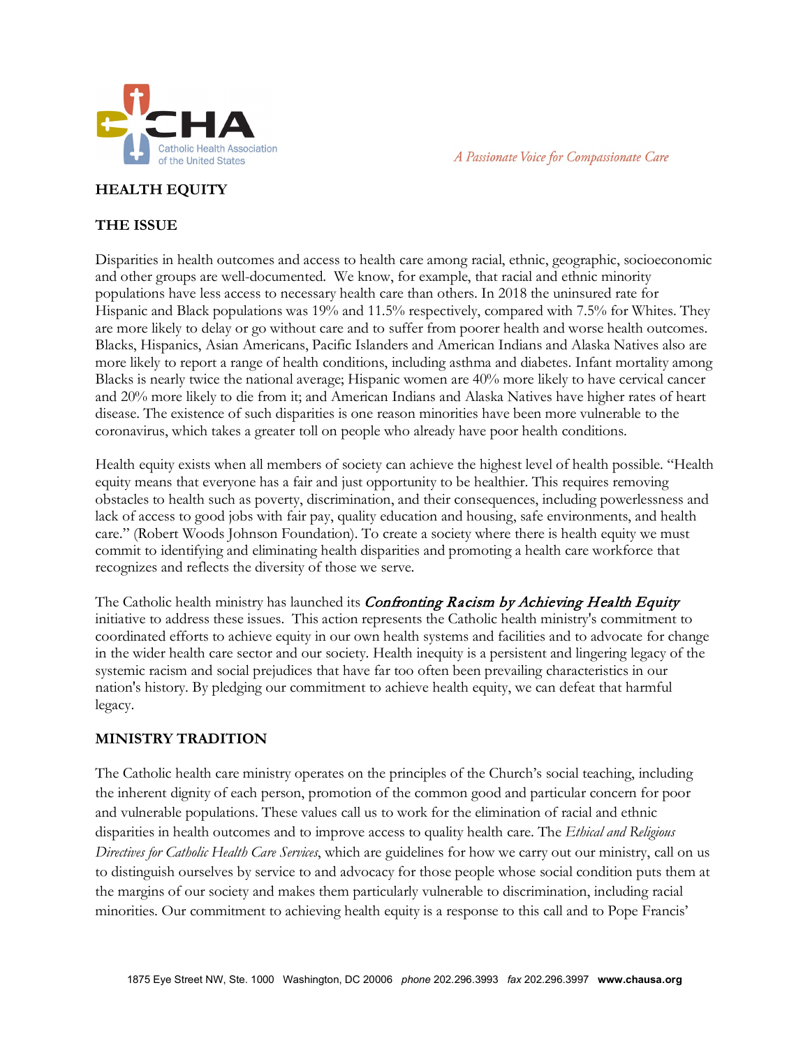Catholic Health Association of the United States

*A Passionate Voice for Compassionate Care*

## HEALTH EQUITY

### THE ISSUE

Disparities in health outcomes and access to health care among racial, ethnic, geographic, socioeconomic and other groups are well-documented. We know, for example, that racial and ethnic minority populations have less access to necessary health care than others. In 2018 the uninsured rate for Hispanic and Black populations was 19% and 11.5% respectively, compared with 7.5% for Whites. They are more likely to delay or go without care and to suffer from poorer health and worse health outcomes. Blacks, Hispanics, Asian Americans, Pacific Islanders and American Indians and Alaska Natives also are more likely to report a range of health conditions, including asthma and diabetes. Infant mortality among Blacks is nearly twice the national average; Hispanic women are 40% more likely to have cervical cancer and 20% more likely to die from it; and American Indians and Alaska Natives have higher rates of heart disease. The existence of such disparities is one reason minorities have been more vulnerable to the coronavirus, which takes a greater toll on people who already have poor health conditions.

Health equity exists when all members of society can achieve the highest level of health possible. "Health equity means that everyone has a fair and just opportunity to be healthier. This requires removing obstacles to health such as poverty, discrimination, and their consequences, including powerlessness and lack of access to good jobs with fair pay, quality education and housing, safe environments, and health care." (Robert Woods Johnson Foundation). To create a society where there is health equity we must commit to identifying and eliminating health disparities and promoting a health care workforce that recognizes and reflects the diversity of those we serve.

The Catholic health ministry has launched its ***Confronting Racism by Achieving Health Equity*** initiative to address these issues. This action represents the Catholic health ministry's commitment to coordinated efforts to achieve equity in our own health systems and facilities and to advocate for change in the wider health care sector and our society. Health inequity is a persistent and lingering legacy of the systemic racism and social prejudices that have far too often been prevailing characteristics in our nation's history. By pledging our commitment to achieve health equity, we can defeat that harmful legacy.

### MINISTRY TRADITION

The Catholic health care ministry operates on the principles of the Church's social teaching, including the inherent dignity of each person, promotion of the common good and particular concern for poor and vulnerable populations. These values call us to work for the elimination of racial and ethnic disparities in health outcomes and to improve access to quality health care. The *Ethical and Religious Directives for Catholic Health Care Services*, which are guidelines for how we carry out our ministry, call on us to distinguish ourselves by service to and advocacy for those people whose social condition puts them at the margins of our society and makes them particularly vulnerable to discrimination, including racial minorities. Our commitment to achieving health equity is a response to this call and to Pope Francis'

1875 Eye Street NW, Ste. 1000 Washington, DC 20006 *phone* 202.296.3993 *fax* 202.296.3997 **www.chausa.org**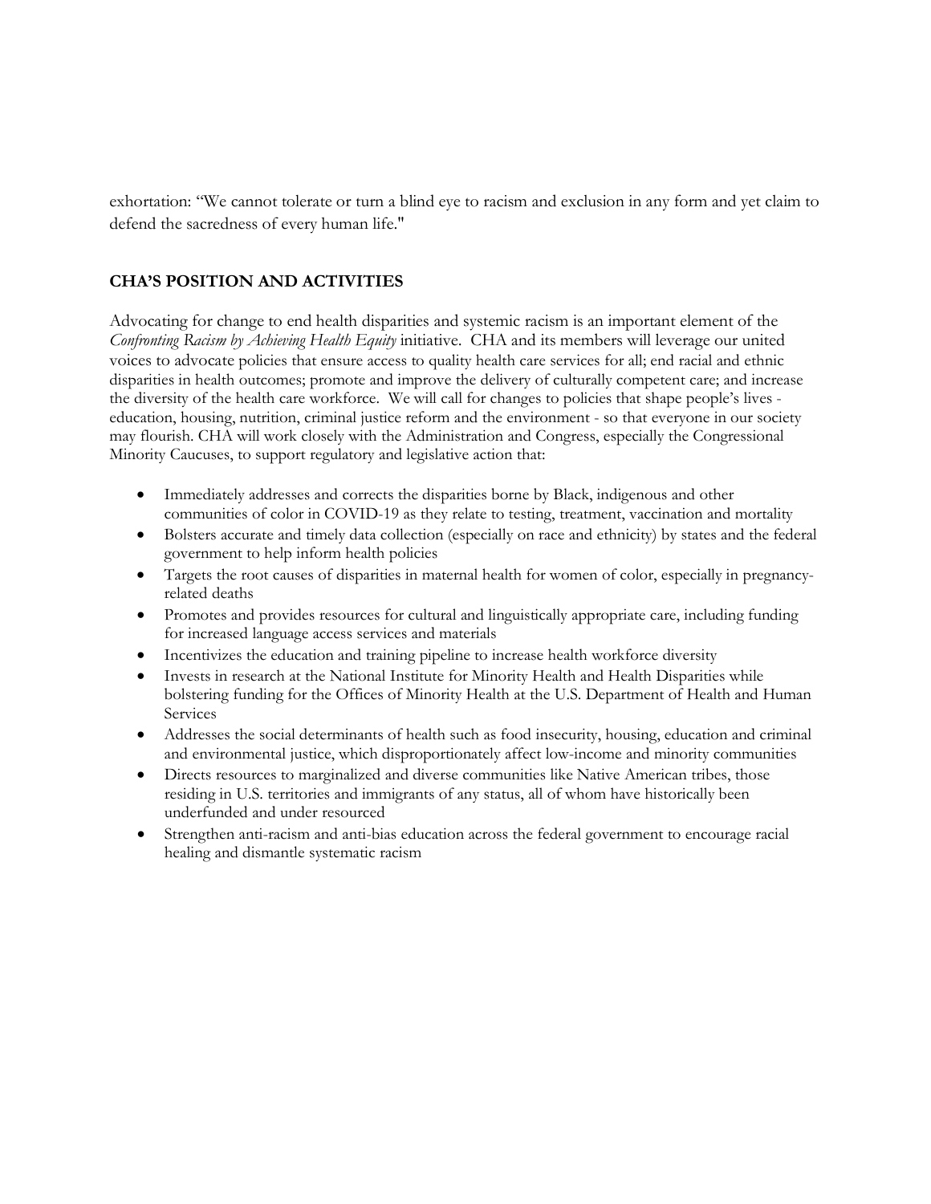exhortation: "We cannot tolerate or turn a blind eye to racism and exclusion in any form and yet claim to defend the sacredness of every human life."

## CHA'S POSITION AND ACTIVITIES

Advocating for change to end health disparities and systemic racism is an important element of the *Confronting Racism by Achieving Health Equity* initiative. CHA and its members will leverage our united voices to advocate policies that ensure access to quality health care services for all; end racial and ethnic disparities in health outcomes; promote and improve the delivery of culturally competent care; and increase the diversity of the health care workforce. We will call for changes to policies that shape people's lives - education, housing, nutrition, criminal justice reform and the environment - so that everyone in our society may flourish. CHA will work closely with the Administration and Congress, especially the Congressional Minority Caucuses, to support regulatory and legislative action that:

- Immediately addresses and corrects the disparities borne by Black, indigenous and other communities of color in COVID-19 as they relate to testing, treatment, vaccination and mortality
- Bolsters accurate and timely data collection (especially on race and ethnicity) by states and the federal government to help inform health policies
- Targets the root causes of disparities in maternal health for women of color, especially in pregnancy-related deaths
- Promotes and provides resources for cultural and linguistically appropriate care, including funding for increased language access services and materials
- Incentivizes the education and training pipeline to increase health workforce diversity
- Invests in research at the National Institute for Minority Health and Health Disparities while bolstering funding for the Offices of Minority Health at the U.S. Department of Health and Human Services
- Addresses the social determinants of health such as food insecurity, housing, education and criminal and environmental justice, which disproportionately affect low-income and minority communities
- Directs resources to marginalized and diverse communities like Native American tribes, those residing in U.S. territories and immigrants of any status, all of whom have historically been underfunded and under resourced
- Strengthen anti-racism and anti-bias education across the federal government to encourage racial healing and dismantle systematic racism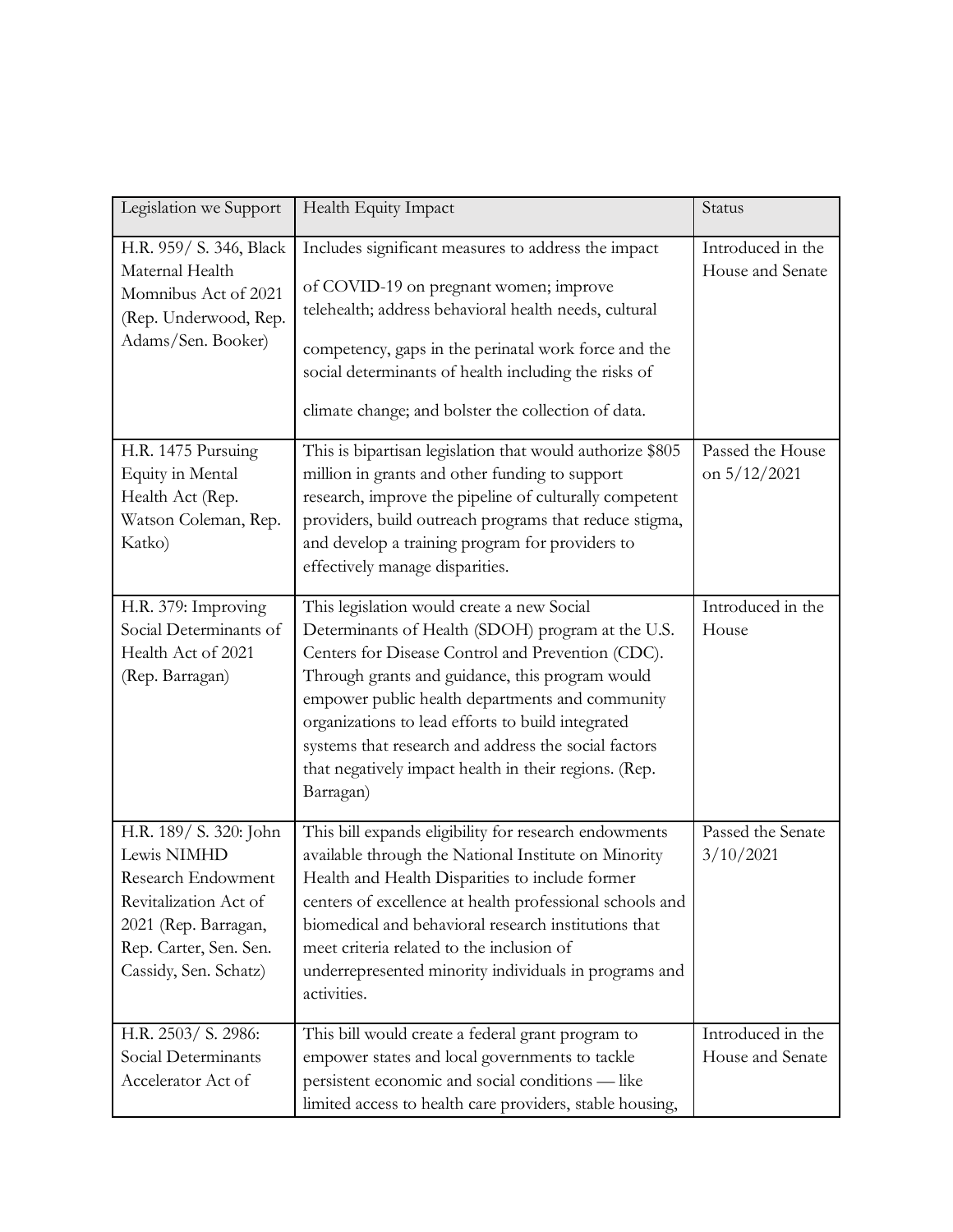| Legislation we Support | Health Equity Impact | Status |
|---|---|---|
| H.R. 959/ S. 346, Black Maternal Health Momnibus Act of 2021 (Rep. Underwood, Rep. Adams/Sen. Booker) | Includes significant measures to address the impact of COVID-19 on pregnant women; improve telehealth; address behavioral health needs, cultural competency, gaps in the perinatal work force and the social determinants of health including the risks of climate change; and bolster the collection of data. | Introduced in the House and Senate |
| H.R. 1475 Pursuing Equity in Mental Health Act (Rep. Watson Coleman, Rep. Katko) | This is bipartisan legislation that would authorize $805 million in grants and other funding to support research, improve the pipeline of culturally competent providers, build outreach programs that reduce stigma, and develop a training program for providers to effectively manage disparities. | Passed the House on 5/12/2021 |
| H.R. 379: Improving Social Determinants of Health Act of 2021 (Rep. Barragan) | This legislation would create a new Social Determinants of Health (SDOH) program at the U.S. Centers for Disease Control and Prevention (CDC). Through grants and guidance, this program would empower public health departments and community organizations to lead efforts to build integrated systems that research and address the social factors that negatively impact health in their regions. (Rep. Barragan) | Introduced in the House |
| H.R. 189/ S. 320: John Lewis NIMHD Research Endowment Revitalization Act of 2021 (Rep. Barragan, Rep. Carter, Sen. Sen. Cassidy, Sen. Schatz) | This bill expands eligibility for research endowments available through the National Institute on Minority Health and Health Disparities to include former centers of excellence at health professional schools and biomedical and behavioral research institutions that meet criteria related to the inclusion of underrepresented minority individuals in programs and activities. | Passed the Senate 3/10/2021 |
| H.R. 2503/ S. 2986: Social Determinants Accelerator Act of | This bill would create a federal grant program to empower states and local governments to tackle persistent economic and social conditions — like limited access to health care providers, stable housing, | Introduced in the House and Senate |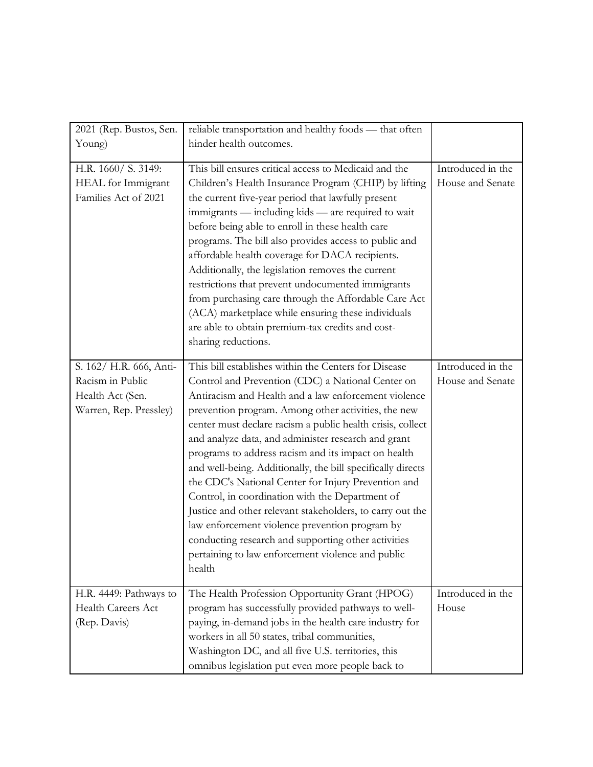| | | |
|---|---|---|
| 2021 (Rep. Bustos, Sen. Young) | reliable transportation and healthy foods — that often hinder health outcomes. | |
| H.R. 1660/ S. 3149: HEAL for Immigrant Families Act of 2021 | This bill ensures critical access to Medicaid and the Children's Health Insurance Program (CHIP) by lifting the current five-year period that lawfully present immigrants — including kids — are required to wait before being able to enroll in these health care programs. The bill also provides access to public and affordable health coverage for DACA recipients. Additionally, the legislation removes the current restrictions that prevent undocumented immigrants from purchasing care through the Affordable Care Act (ACA) marketplace while ensuring these individuals are able to obtain premium-tax credits and cost-sharing reductions. | Introduced in the House and Senate |
| S. 162/ H.R. 666, Anti-Racism in Public Health Act (Sen. Warren, Rep. Pressley) | This bill establishes within the Centers for Disease Control and Prevention (CDC) a National Center on Antiracism and Health and a law enforcement violence prevention program. Among other activities, the new center must declare racism a public health crisis, collect and analyze data, and administer research and grant programs to address racism and its impact on health and well-being. Additionally, the bill specifically directs the CDC's National Center for Injury Prevention and Control, in coordination with the Department of Justice and other relevant stakeholders, to carry out the law enforcement violence prevention program by conducting research and supporting other activities pertaining to law enforcement violence and public health | Introduced in the House and Senate |
| H.R. 4449: Pathways to Health Careers Act (Rep. Davis) | The Health Profession Opportunity Grant (HPOG) program has successfully provided pathways to well-paying, in-demand jobs in the health care industry for workers in all 50 states, tribal communities, Washington DC, and all five U.S. territories, this omnibus legislation put even more people back to | Introduced in the House |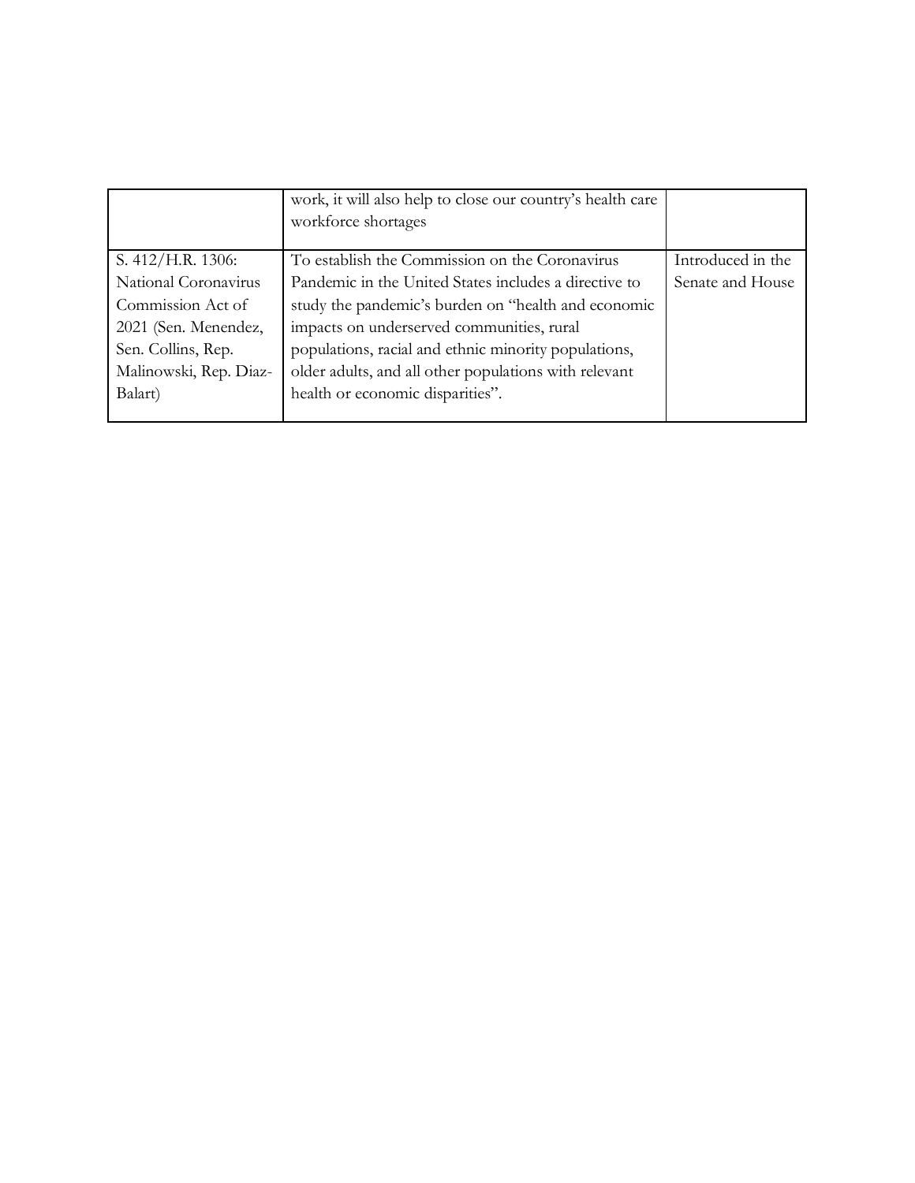| | | |
|---|---|---|
| | work, it will also help to close our country's health care workforce shortages | |
| S. 412/H.R. 1306: National Coronavirus Commission Act of 2021 (Sen. Menendez, Sen. Collins, Rep. Malinowski, Rep. Diaz-Balart) | To establish the Commission on the Coronavirus Pandemic in the United States includes a directive to study the pandemic's burden on "health and economic impacts on underserved communities, rural populations, racial and ethnic minority populations, older adults, and all other populations with relevant health or economic disparities". | Introduced in the Senate and House |